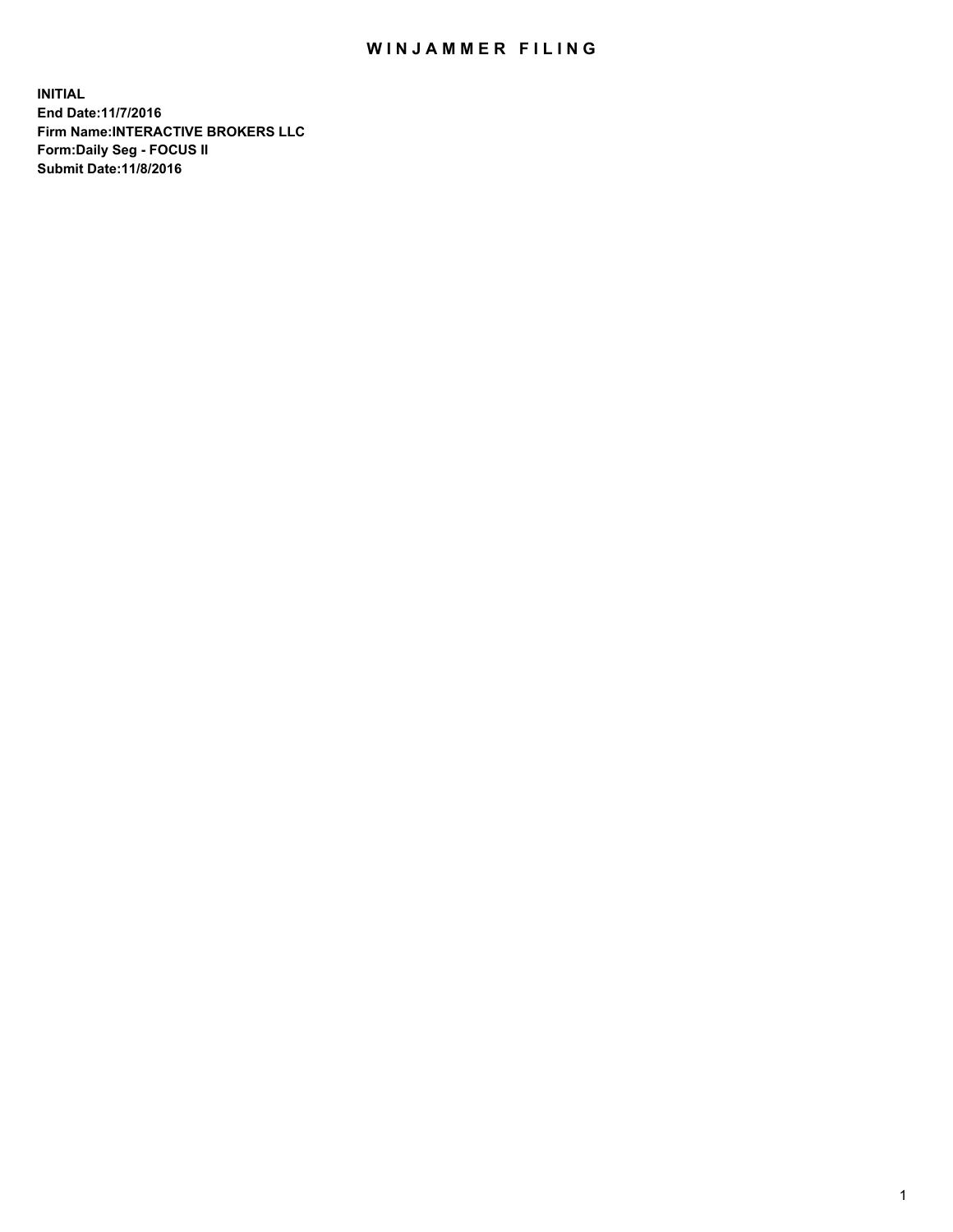# WINJAMMER FILING

**INITIAL**
**End Date:11/7/2016**
**Firm Name:INTERACTIVE BROKERS LLC**
**Form:Daily Seg - FOCUS II**
**Submit Date:11/8/2016**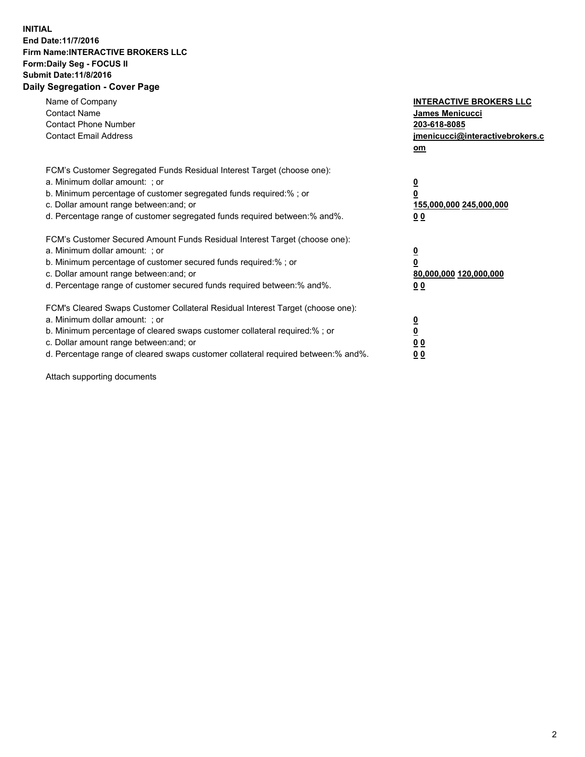**INITIAL**
**End Date:11/7/2016**
**Firm Name:INTERACTIVE BROKERS LLC**
**Form:Daily Seg - FOCUS II**
**Submit Date:11/8/2016**

## Daily Segregation - Cover Page

| | |
|---|---|
| Name of Company | **INTERACTIVE BROKERS LLC** |
| Contact Name | **James Menicucci** |
| Contact Phone Number | **203-618-8085** |
| Contact Email Address | **jmenicucci@interactivebrokers.com** |

FCM's Customer Segregated Funds Residual Interest Target (choose one):

| | |
|---|---|
| a. Minimum dollar amount: ; or | **0** |
| b. Minimum percentage of customer segregated funds required:% ; or | **0** |
| c. Dollar amount range between:and; or | **155,000,000 245,000,000** |
| d. Percentage range of customer segregated funds required between:% and%. | **0 0** |

FCM's Customer Secured Amount Funds Residual Interest Target (choose one):

| | |
|---|---|
| a. Minimum dollar amount: ; or | **0** |
| b. Minimum percentage of customer secured funds required:% ; or | **0** |
| c. Dollar amount range between:and; or | **80,000,000 120,000,000** |
| d. Percentage range of customer secured funds required between:% and%. | **0 0** |

FCM's Cleared Swaps Customer Collateral Residual Interest Target (choose one):

| | |
|---|---|
| a. Minimum dollar amount: ; or | **0** |
| b. Minimum percentage of cleared swaps customer collateral required:% ; or | **0** |
| c. Dollar amount range between:and; or | **0 0** |
| d. Percentage range of cleared swaps customer collateral required between:% and%. | **0 0** |

Attach supporting documents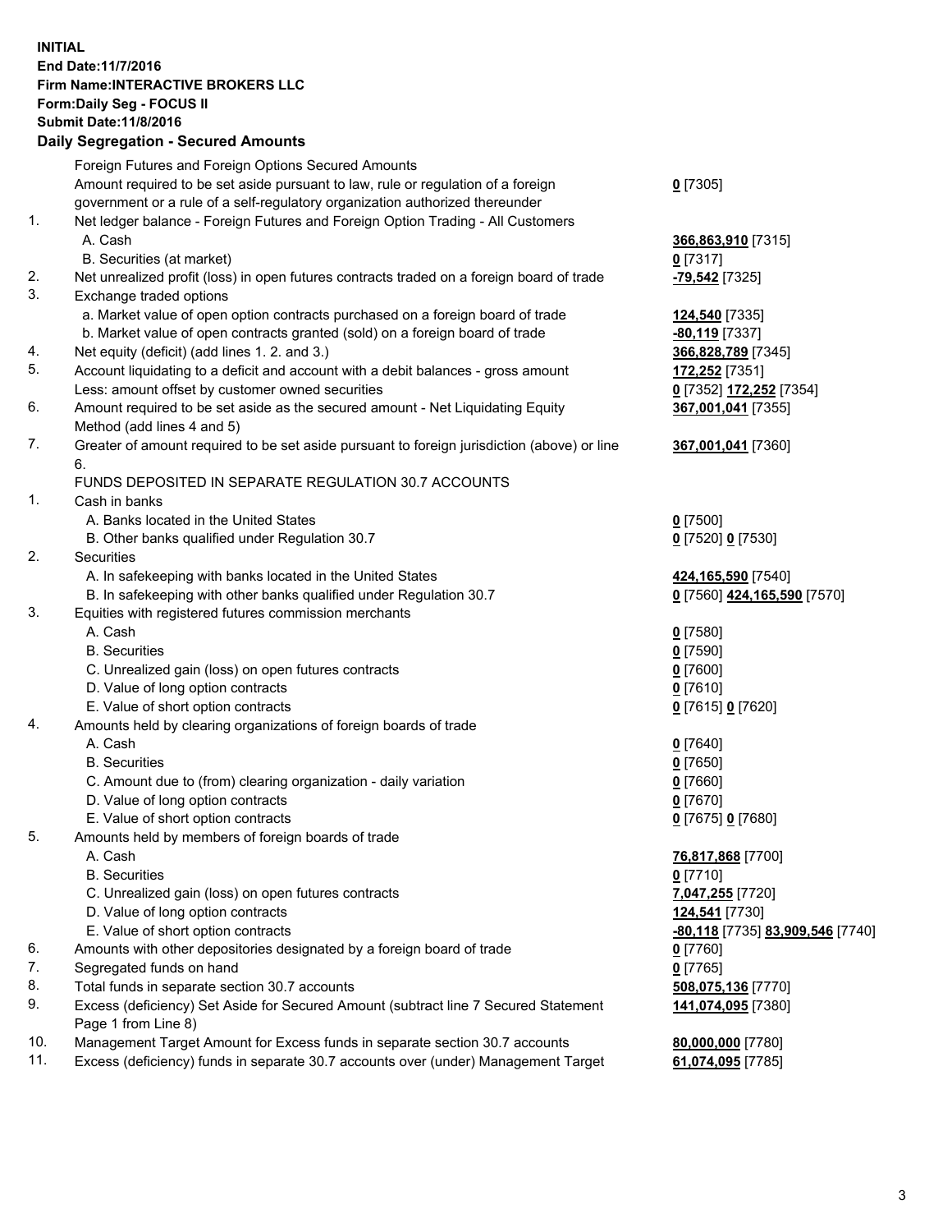**INITIAL**
**End Date:11/7/2016**
**Firm Name:INTERACTIVE BROKERS LLC**
**Form:Daily Seg - FOCUS II**
**Submit Date:11/8/2016**

## Daily Segregation - Secured Amounts

| | | |
|---|---|---|
| | Foreign Futures and Foreign Options Secured Amounts | |
| | Amount required to be set aside pursuant to law, rule or regulation of a foreign government or a rule of a self-regulatory organization authorized thereunder | **0** [7305] |
| 1. | Net ledger balance - Foreign Futures and Foreign Option Trading - All Customers | |
| | A. Cash | **366,863,910** [7315] |
| | B. Securities (at market) | **0** [7317] |
| 2. | Net unrealized profit (loss) in open futures contracts traded on a foreign board of trade | **-79,542** [7325] |
| 3. | Exchange traded options | |
| | a. Market value of open option contracts purchased on a foreign board of trade | **124,540** [7335] |
| | b. Market value of open contracts granted (sold) on a foreign board of trade | **-80,119** [7337] |
| 4. | Net equity (deficit) (add lines 1. 2. and 3.) | **366,828,789** [7345] |
| 5. | Account liquidating to a deficit and account with a debit balances - gross amount | **172,252** [7351] |
| | Less: amount offset by customer owned securities | **0** [7352] **172,252** [7354] |
| 6. | Amount required to be set aside as the secured amount - Net Liquidating Equity Method (add lines 4 and 5) | **367,001,041** [7355] |
| 7. | Greater of amount required to be set aside pursuant to foreign jurisdiction (above) or line 6. | **367,001,041** [7360] |
| | FUNDS DEPOSITED IN SEPARATE REGULATION 30.7 ACCOUNTS | |
| 1. | Cash in banks | |
| | A. Banks located in the United States | **0** [7500] |
| | B. Other banks qualified under Regulation 30.7 | **0** [7520] **0** [7530] |
| 2. | Securities | |
| | A. In safekeeping with banks located in the United States | **424,165,590** [7540] |
| | B. In safekeeping with other banks qualified under Regulation 30.7 | **0** [7560] **424,165,590** [7570] |
| 3. | Equities with registered futures commission merchants | |
| | A. Cash | **0** [7580] |
| | B. Securities | **0** [7590] |
| | C. Unrealized gain (loss) on open futures contracts | **0** [7600] |
| | D. Value of long option contracts | **0** [7610] |
| | E. Value of short option contracts | **0** [7615] **0** [7620] |
| 4. | Amounts held by clearing organizations of foreign boards of trade | |
| | A. Cash | **0** [7640] |
| | B. Securities | **0** [7650] |
| | C. Amount due to (from) clearing organization - daily variation | **0** [7660] |
| | D. Value of long option contracts | **0** [7670] |
| | E. Value of short option contracts | **0** [7675] **0** [7680] |
| 5. | Amounts held by members of foreign boards of trade | |
| | A. Cash | **76,817,868** [7700] |
| | B. Securities | **0** [7710] |
| | C. Unrealized gain (loss) on open futures contracts | **7,047,255** [7720] |
| | D. Value of long option contracts | **124,541** [7730] |
| | E. Value of short option contracts | **-80,118** [7735] **83,909,546** [7740] |
| 6. | Amounts with other depositories designated by a foreign board of trade | **0** [7760] |
| 7. | Segregated funds on hand | **0** [7765] |
| 8. | Total funds in separate section 30.7 accounts | **508,075,136** [7770] |
| 9. | Excess (deficiency) Set Aside for Secured Amount (subtract line 7 Secured Statement Page 1 from Line 8) | **141,074,095** [7380] |
| 10. | Management Target Amount for Excess funds in separate section 30.7 accounts | **80,000,000** [7780] |
| 11. | Excess (deficiency) funds in separate 30.7 accounts over (under) Management Target | **61,074,095** [7785] |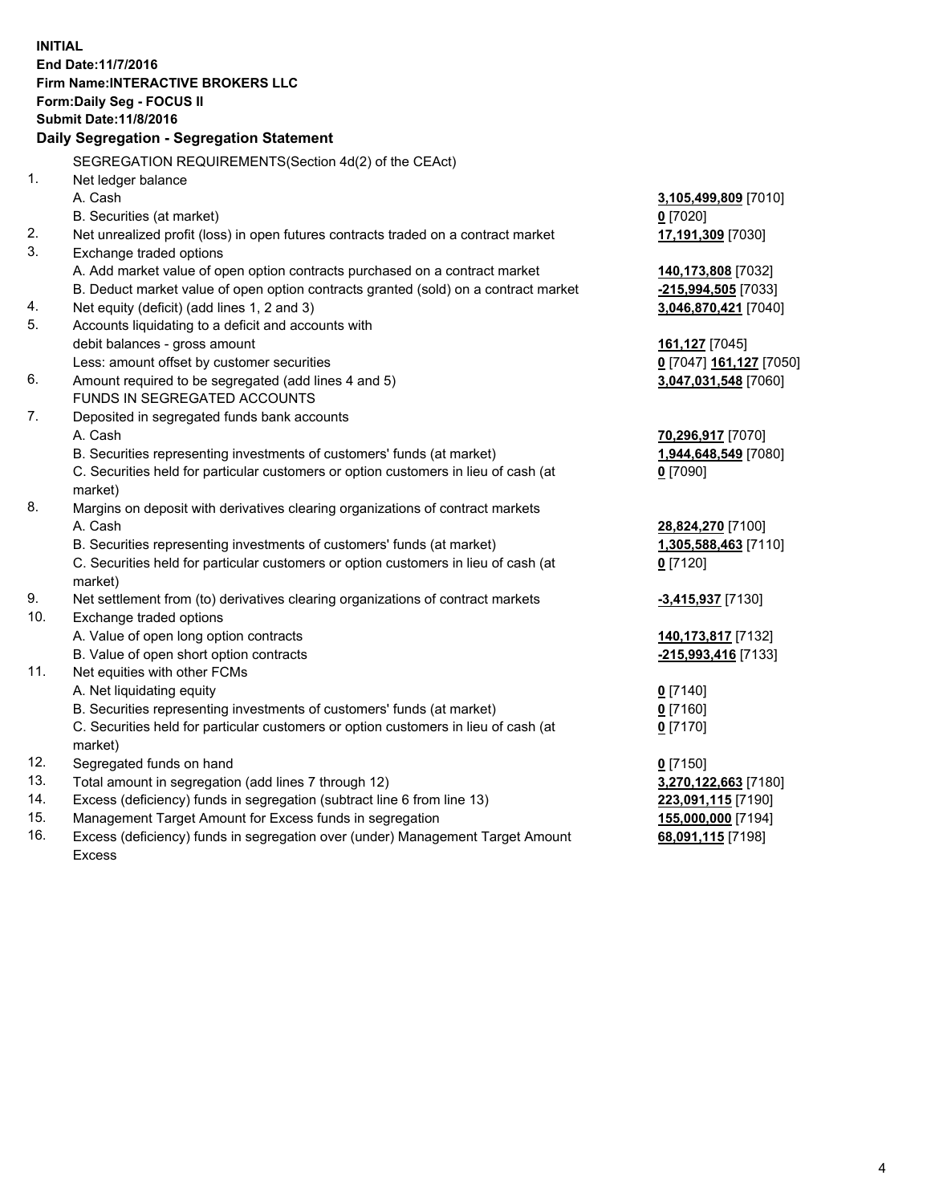**INITIAL**
**End Date:11/7/2016**
**Firm Name:INTERACTIVE BROKERS LLC**
**Form:Daily Seg - FOCUS II**
**Submit Date:11/8/2016**
**Daily Segregation - Segregation Statement**

SEGREGATION REQUIREMENTS(Section 4d(2) of the CEAct)

| | | |
|---|---|---|
| 1. | Net ledger balance | |
| | A. Cash | **3,105,499,809** [7010] |
| | B. Securities (at market) | **0** [7020] |
| 2. | Net unrealized profit (loss) in open futures contracts traded on a contract market | **17,191,309** [7030] |
| 3. | Exchange traded options | |
| | A. Add market value of open option contracts purchased on a contract market | **140,173,808** [7032] |
| | B. Deduct market value of open option contracts granted (sold) on a contract market | **-215,994,505** [7033] |
| 4. | Net equity (deficit) (add lines 1, 2 and 3) | **3,046,870,421** [7040] |
| 5. | Accounts liquidating to a deficit and accounts with | |
| | debit balances - gross amount | **161,127** [7045] |
| | Less: amount offset by customer securities | **0** [7047] **161,127** [7050] |
| 6. | Amount required to be segregated (add lines 4 and 5) | **3,047,031,548** [7060] |
| | FUNDS IN SEGREGATED ACCOUNTS | |
| 7. | Deposited in segregated funds bank accounts | |
| | A. Cash | **70,296,917** [7070] |
| | B. Securities representing investments of customers' funds (at market) | **1,944,648,549** [7080] |
| | C. Securities held for particular customers or option customers in lieu of cash (at market) | **0** [7090] |
| 8. | Margins on deposit with derivatives clearing organizations of contract markets | |
| | A. Cash | **28,824,270** [7100] |
| | B. Securities representing investments of customers' funds (at market) | **1,305,588,463** [7110] |
| | C. Securities held for particular customers or option customers in lieu of cash (at market) | **0** [7120] |
| 9. | Net settlement from (to) derivatives clearing organizations of contract markets | **-3,415,937** [7130] |
| 10. | Exchange traded options | |
| | A. Value of open long option contracts | **140,173,817** [7132] |
| | B. Value of open short option contracts | **-215,993,416** [7133] |
| 11. | Net equities with other FCMs | |
| | A. Net liquidating equity | **0** [7140] |
| | B. Securities representing investments of customers' funds (at market) | **0** [7160] |
| | C. Securities held for particular customers or option customers in lieu of cash (at market) | **0** [7170] |
| 12. | Segregated funds on hand | **0** [7150] |
| 13. | Total amount in segregation (add lines 7 through 12) | **3,270,122,663** [7180] |
| 14. | Excess (deficiency) funds in segregation (subtract line 6 from line 13) | **223,091,115** [7190] |
| 15. | Management Target Amount for Excess funds in segregation | **155,000,000** [7194] |
| 16. | Excess (deficiency) funds in segregation over (under) Management Target Amount Excess | **68,091,115** [7198] |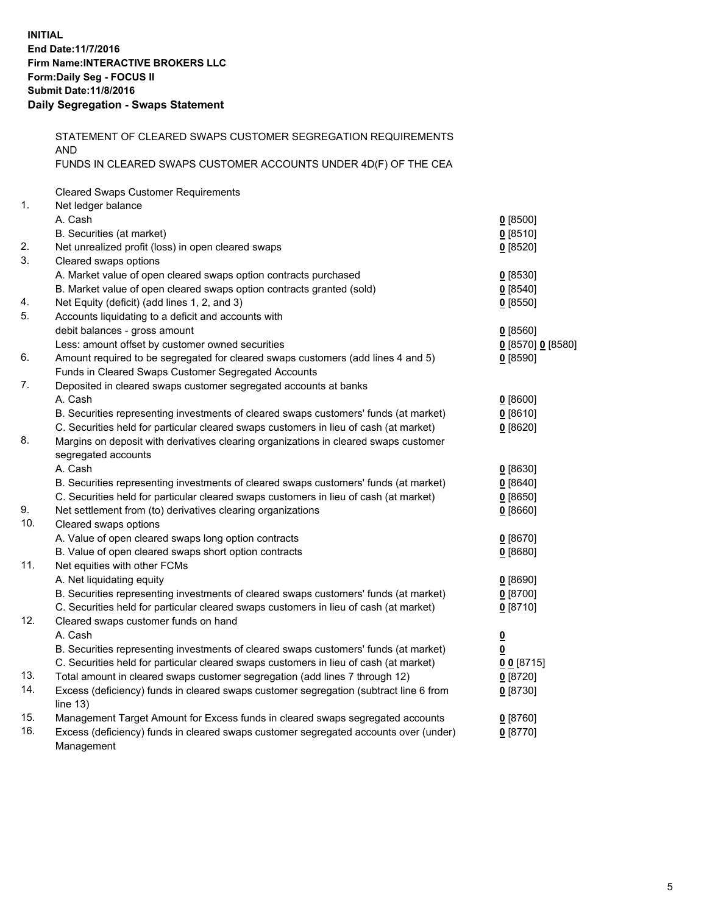**INITIAL**
**End Date:11/7/2016**
**Firm Name:INTERACTIVE BROKERS LLC**
**Form:Daily Seg - FOCUS II**
**Submit Date:11/8/2016**
**Daily Segregation - Swaps Statement**

STATEMENT OF CLEARED SWAPS CUSTOMER SEGREGATION REQUIREMENTS AND FUNDS IN CLEARED SWAPS CUSTOMER ACCOUNTS UNDER 4D(F) OF THE CEA

| | | |
|---|---|---|
| | Cleared Swaps Customer Requirements | |
| 1. | Net ledger balance | |
| | A. Cash | 0 [8500] |
| | B. Securities (at market) | 0 [8510] |
| 2. | Net unrealized profit (loss) in open cleared swaps | 0 [8520] |
| 3. | Cleared swaps options | |
| | A. Market value of open cleared swaps option contracts purchased | 0 [8530] |
| | B. Market value of open cleared swaps option contracts granted (sold) | 0 [8540] |
| 4. | Net Equity (deficit) (add lines 1, 2, and 3) | 0 [8550] |
| 5. | Accounts liquidating to a deficit and accounts with debit balances - gross amount | 0 [8560] |
| | Less: amount offset by customer owned securities | 0 [8570] 0 [8580] |
| 6. | Amount required to be segregated for cleared swaps customers (add lines 4 and 5) | 0 [8590] |
| | Funds in Cleared Swaps Customer Segregated Accounts | |
| 7. | Deposited in cleared swaps customer segregated accounts at banks | |
| | A. Cash | 0 [8600] |
| | B. Securities representing investments of cleared swaps customers' funds (at market) | 0 [8610] |
| | C. Securities held for particular cleared swaps customers in lieu of cash (at market) | 0 [8620] |
| 8. | Margins on deposit with derivatives clearing organizations in cleared swaps customer segregated accounts | |
| | A. Cash | 0 [8630] |
| | B. Securities representing investments of cleared swaps customers' funds (at market) | 0 [8640] |
| | C. Securities held for particular cleared swaps customers in lieu of cash (at market) | 0 [8650] |
| 9. | Net settlement from (to) derivatives clearing organizations | 0 [8660] |
| 10. | Cleared swaps options | |
| | A. Value of open cleared swaps long option contracts | 0 [8670] |
| | B. Value of open cleared swaps short option contracts | 0 [8680] |
| 11. | Net equities with other FCMs | |
| | A. Net liquidating equity | 0 [8690] |
| | B. Securities representing investments of cleared swaps customers' funds (at market) | 0 [8700] |
| | C. Securities held for particular cleared swaps customers in lieu of cash (at market) | 0 [8710] |
| 12. | Cleared swaps customer funds on hand | |
| | A. Cash | 0 |
| | B. Securities representing investments of cleared swaps customers' funds (at market) | 0 |
| | C. Securities held for particular cleared swaps customers in lieu of cash (at market) | 0 0 [8715] |
| 13. | Total amount in cleared swaps customer segregation (add lines 7 through 12) | 0 [8720] |
| 14. | Excess (deficiency) funds in cleared swaps customer segregation (subtract line 6 from line 13) | 0 [8730] |
| 15. | Management Target Amount for Excess funds in cleared swaps segregated accounts | 0 [8760] |
| 16. | Excess (deficiency) funds in cleared swaps customer segregated accounts over (under) Management | 0 [8770] |